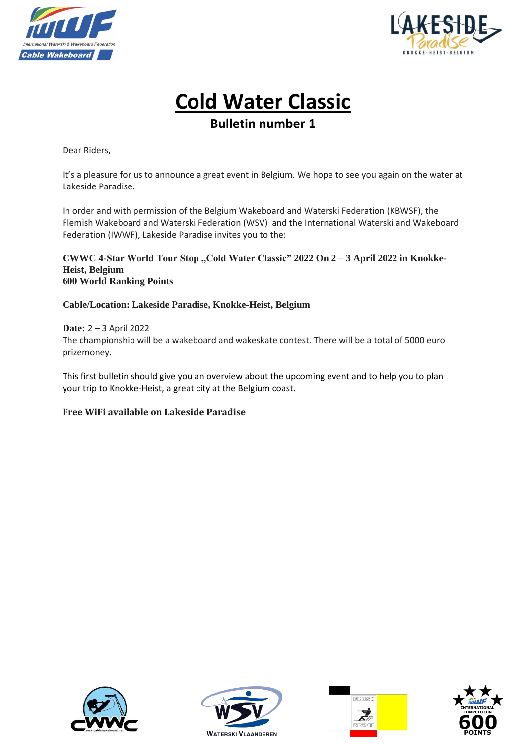# Cold Water Classic

## Bulletin number 1

Dear Riders,

It's a pleasure for us to announce a great event in Belgium. We hope to see you again on the water at Lakeside Paradise.

In order and with permission of the Belgium Wakeboard and Waterski Federation (KBWSF), the Flemish Wakeboard and Waterski Federation (WSV) and the International Waterski and Wakeboard Federation (IWWF), Lakeside Paradise invites you to the:

**CWWC 4-Star World Tour Stop „Cold Water Classic" 2022 On 2 – 3 April 2022 in Knokke-Heist, Belgium**
**600 World Ranking Points**

**Cable/Location: Lakeside Paradise, Knokke-Heist, Belgium**

**Date:** 2 – 3 April 2022
The championship will be a wakeboard and wakeskate contest. There will be a total of 5000 euro prizemoney.

This first bulletin should give you an overview about the upcoming event and to help you to plan your trip to Knokke-Heist, a great city at the Belgium coast.

**Free WiFi available on Lakeside Paradise**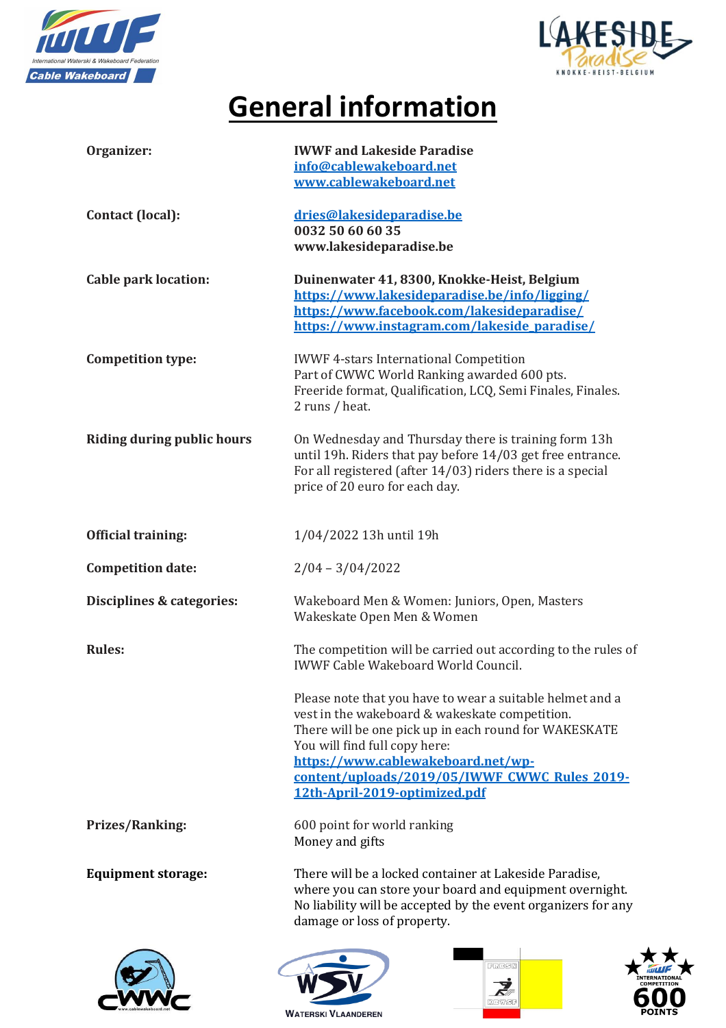# General information

| | |
|---|---|
| **Organizer:** | **IWWF and Lakeside Paradise**<br>**info@cablewakeboard.net**<br>**www.cablewakeboard.net** |
| **Contact (local):** | **dries@lakesideparadise.be**<br>**0032 50 60 60 35**<br>**www.lakesideparadise.be** |
| **Cable park location:** | **Duinenwater 41, 8300, Knokke-Heist, Belgium**<br>**https://www.lakesideparadise.be/info/ligging/**<br>**https://www.facebook.com/lakesideparadise/**<br>**https://www.instagram.com/lakeside_paradise/** |
| **Competition type:** | IWWF 4-stars International Competition<br>Part of CWWC World Ranking awarded 600 pts.<br>Freeride format, Qualification, LCQ, Semi Finales, Finales.<br>2 runs / heat. |
| **Riding during public hours** | On Wednesday and Thursday there is training form 13h until 19h. Riders that pay before 14/03 get free entrance. For all registered (after 14/03) riders there is a special price of 20 euro for each day. |
| **Official training:** | 1/04/2022 13h until 19h |
| **Competition date:** | 2/04 – 3/04/2022 |
| **Disciplines & categories:** | Wakeboard Men & Women: Juniors, Open, Masters<br>Wakeskate Open Men & Women |
| **Rules:** | The competition will be carried out according to the rules of IWWF Cable Wakeboard World Council.<br><br>Please note that you have to wear a suitable helmet and a vest in the wakeboard & wakeskate competition.<br>There will be one pick up in each round for WAKESKATE<br>You will find full copy here:<br>**https://www.cablewakeboard.net/wp-content/uploads/2019/05/IWWF_CWWC_Rules_2019-12th-April-2019-optimized.pdf** |
| **Prizes/Ranking:** | 600 point for world ranking<br>Money and gifts |
| **Equipment storage:** | There will be a locked container at Lakeside Paradise, where you can store your board and equipment overnight. No liability will be accepted by the event organizers for any damage or loss of property. |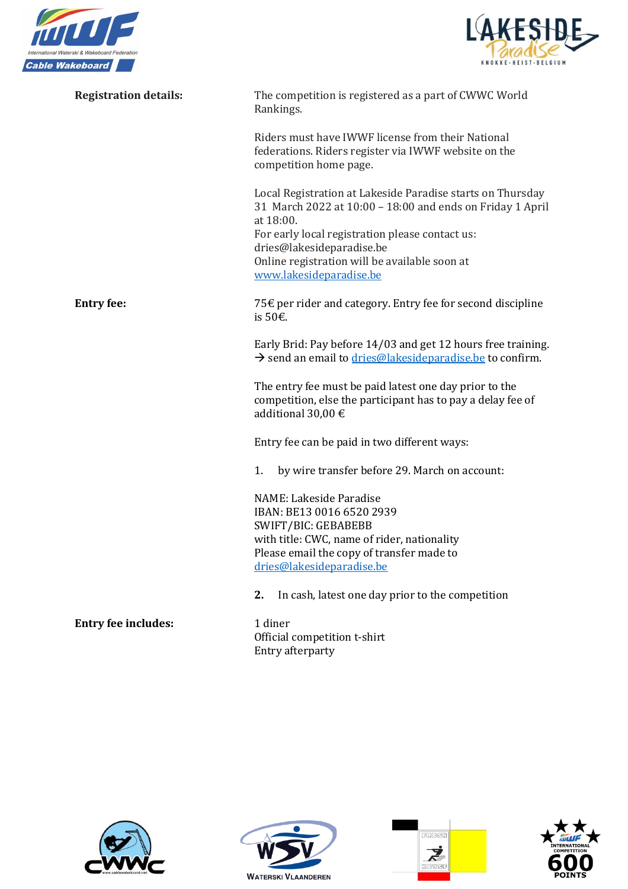**Registration details:**

The competition is registered as a part of CWWC World Rankings.

Riders must have IWWF license from their National federations. Riders register via IWWF website on the competition home page.

Local Registration at Lakeside Paradise starts on Thursday 31 March 2022 at 10:00 – 18:00 and ends on Friday 1 April at 18:00.
For early local registration please contact us: dries@lakesideparadise.be
Online registration will be available soon at www.lakesideparadise.be

**Entry fee:**

75€ per rider and category. Entry fee for second discipline is 50€.

Early Brid: Pay before 14/03 and get 12 hours free training.
→ send an email to dries@lakesideparadise.be to confirm.

The entry fee must be paid latest one day prior to the competition, else the participant has to pay a delay fee of additional 30,00 €

Entry fee can be paid in two different ways:

1. by wire transfer before 29. March on account:

NAME: Lakeside Paradise
IBAN: BE13 0016 6520 2939
SWIFT/BIC: GEBABEBB
with title: CWC, name of rider, nationality
Please email the copy of transfer made to dries@lakesideparadise.be

2. In cash, latest one day prior to the competition

**Entry fee includes:**

1 diner
Official competition t-shirt
Entry afterparty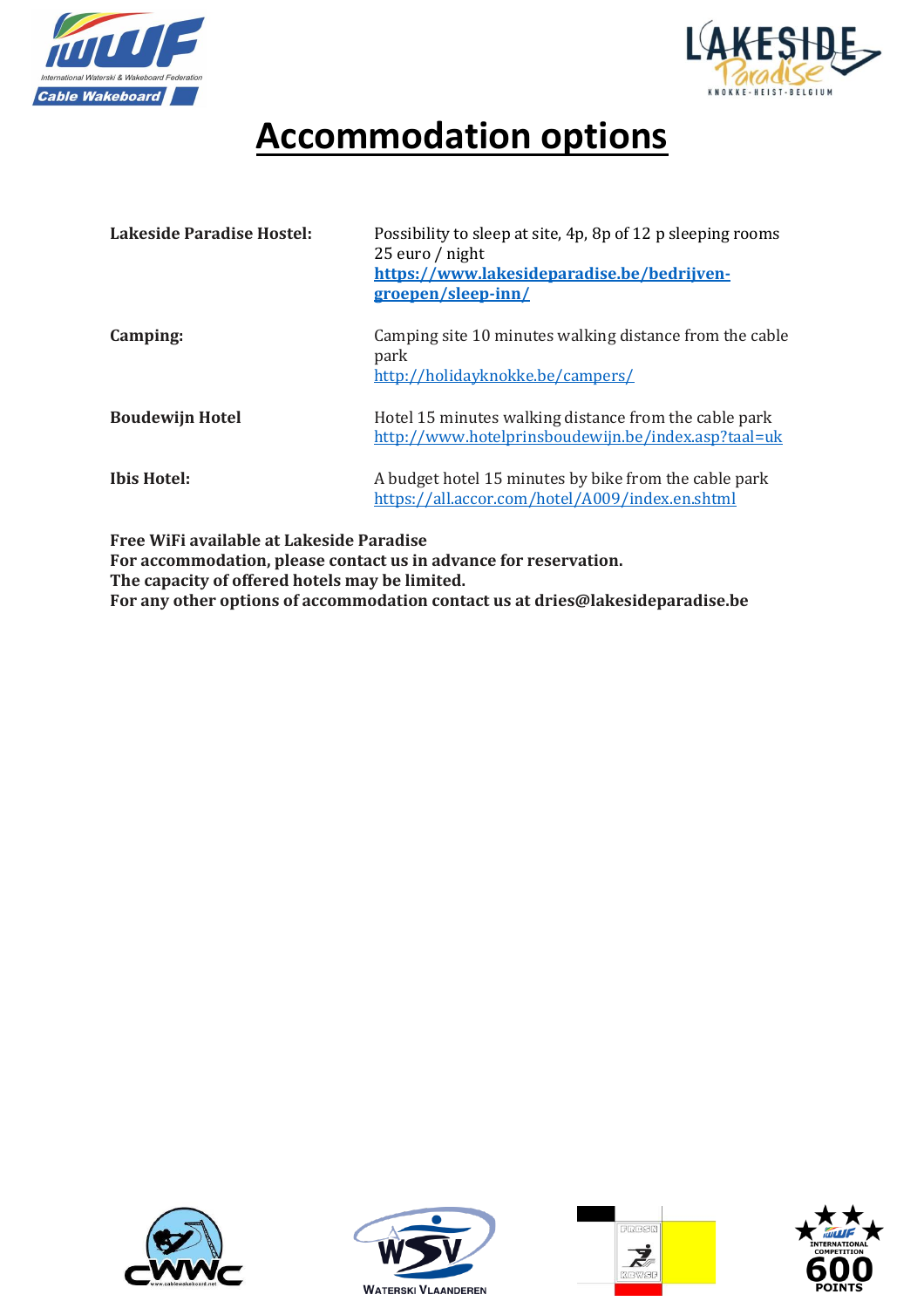# Accommodation options

| | |
|---|---|
| **Lakeside Paradise Hostel:** | Possibility to sleep at site, 4p, 8p of 12 p sleeping rooms<br>25 euro / night<br>**https://www.lakesideparadise.be/bedrijven-groepen/sleep-inn/** |
| **Camping:** | Camping site 10 minutes walking distance from the cable park<br>http://holidayknokke.be/campers/ |
| **Boudewijn Hotel** | Hotel 15 minutes walking distance from the cable park<br>http://www.hotelprinsboudewijn.be/index.asp?taal=uk |
| **Ibis Hotel:** | A budget hotel 15 minutes by bike from the cable park<br>https://all.accor.com/hotel/A009/index.en.shtml |

**Free WiFi available at Lakeside Paradise**
**For accommodation, please contact us in advance for reservation.**
**The capacity of offered hotels may be limited.**
**For any other options of accommodation contact us at dries@lakesideparadise.be**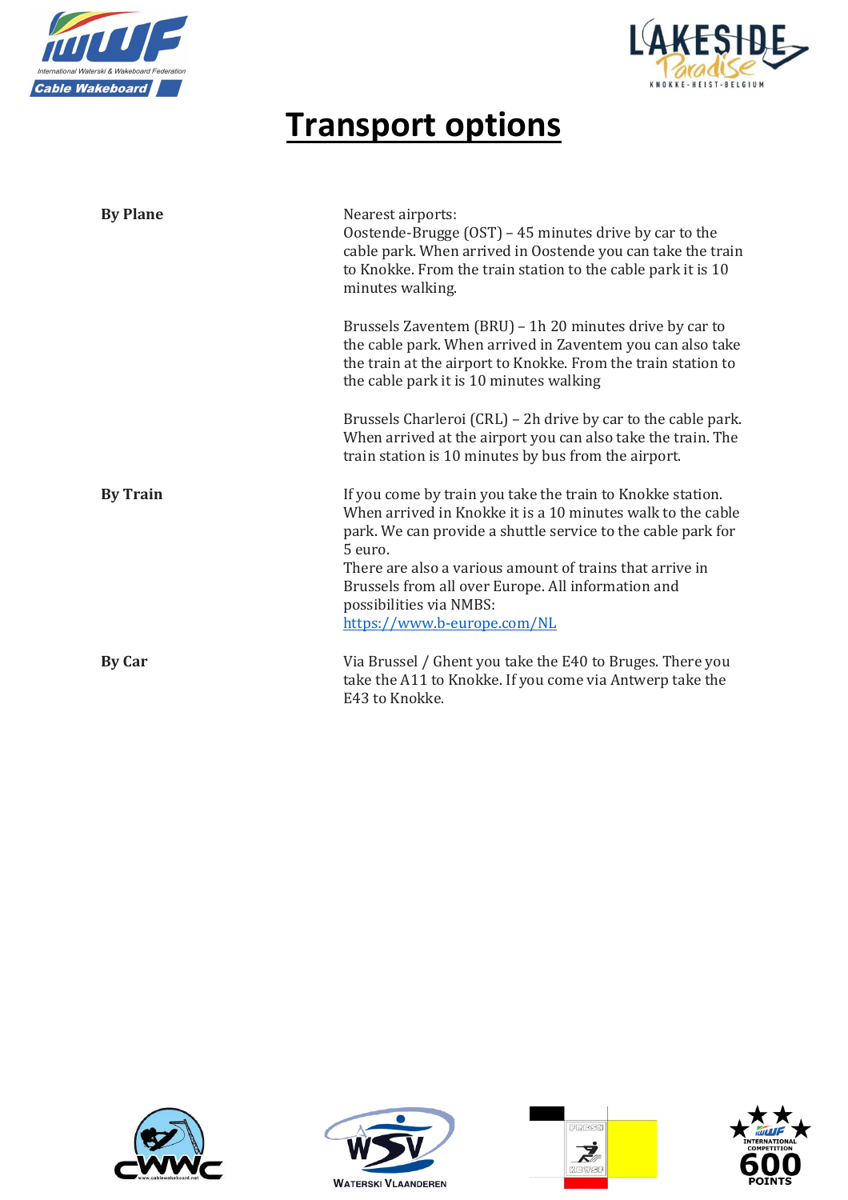# Transport options

| | |
|---|---|
| **By Plane** | Nearest airports:<br>Oostende-Brugge (OST) – 45 minutes drive by car to the cable park. When arrived in Oostende you can take the train to Knokke. From the train station to the cable park it is 10 minutes walking.<br><br>Brussels Zaventem (BRU) – 1h 20 minutes drive by car to the cable park. When arrived in Zaventem you can also take the train at the airport to Knokke. From the train station to the cable park it is 10 minutes walking<br><br>Brussels Charleroi (CRL) – 2h drive by car to the cable park. When arrived at the airport you can also take the train. The train station is 10 minutes by bus from the airport. |
| **By Train** | If you come by train you take the train to Knokke station. When arrived in Knokke it is a 10 minutes walk to the cable park. We can provide a shuttle service to the cable park for 5 euro.<br>There are also a various amount of trains that arrive in Brussels from all over Europe. All information and possibilities via NMBS:<br>https://www.b-europe.com/NL |
| **By Car** | Via Brussel / Ghent you take the E40 to Bruges. There you take the A11 to Knokke. If you come via Antwerp take the E43 to Knokke. |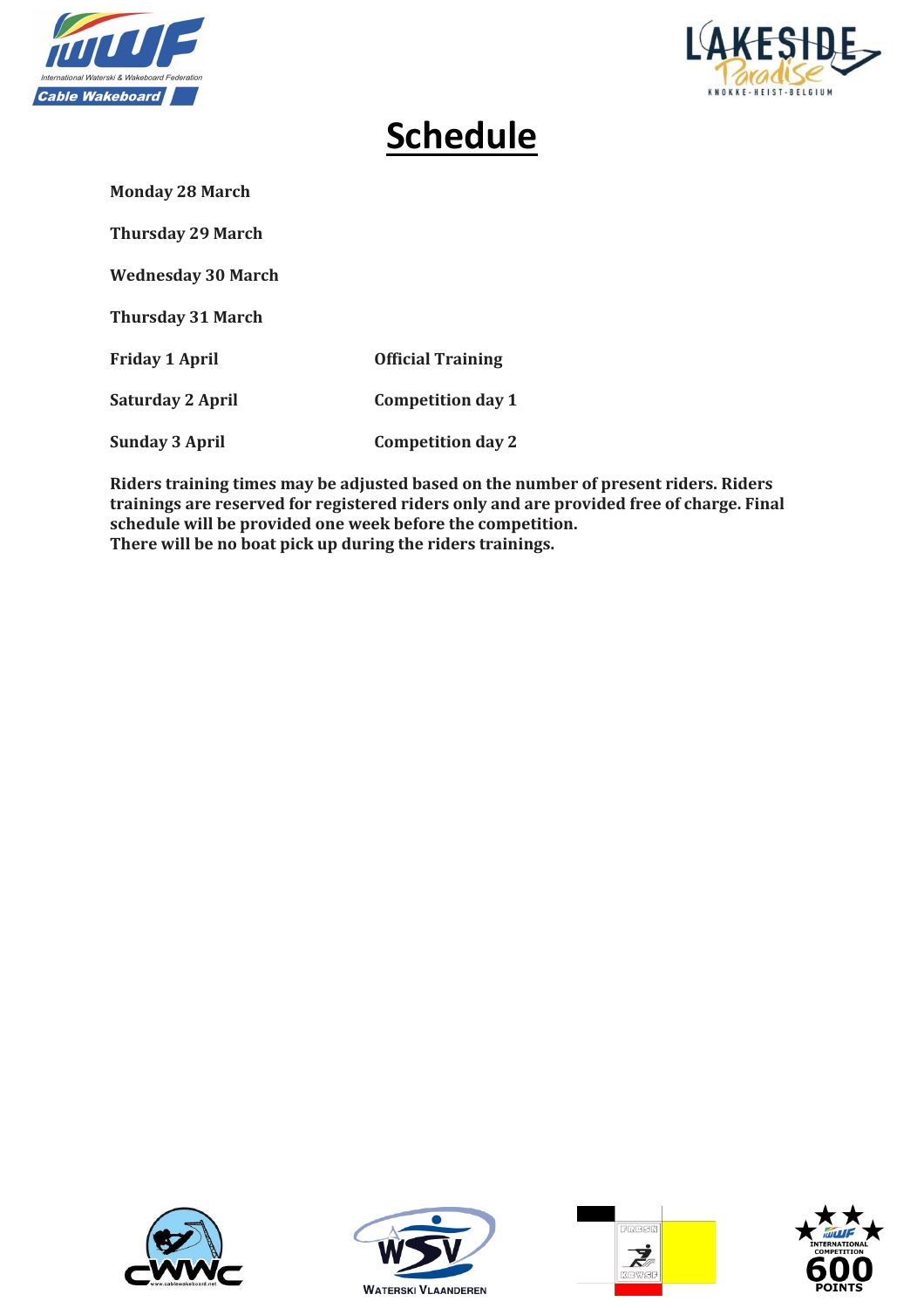# Schedule

| | |
|---|---|
| **Monday 28 March** | |
| **Thursday 29 March** | |
| **Wednesday 30 March** | |
| **Thursday 31 March** | |
| **Friday 1 April** | **Official Training** |
| **Saturday 2 April** | **Competition day 1** |
| **Sunday 3 April** | **Competition day 2** |

**Riders training times may be adjusted based on the number of present riders. Riders trainings are reserved for registered riders only and are provided free of charge. Final schedule will be provided one week before the competition.**
**There will be no boat pick up during the riders trainings.**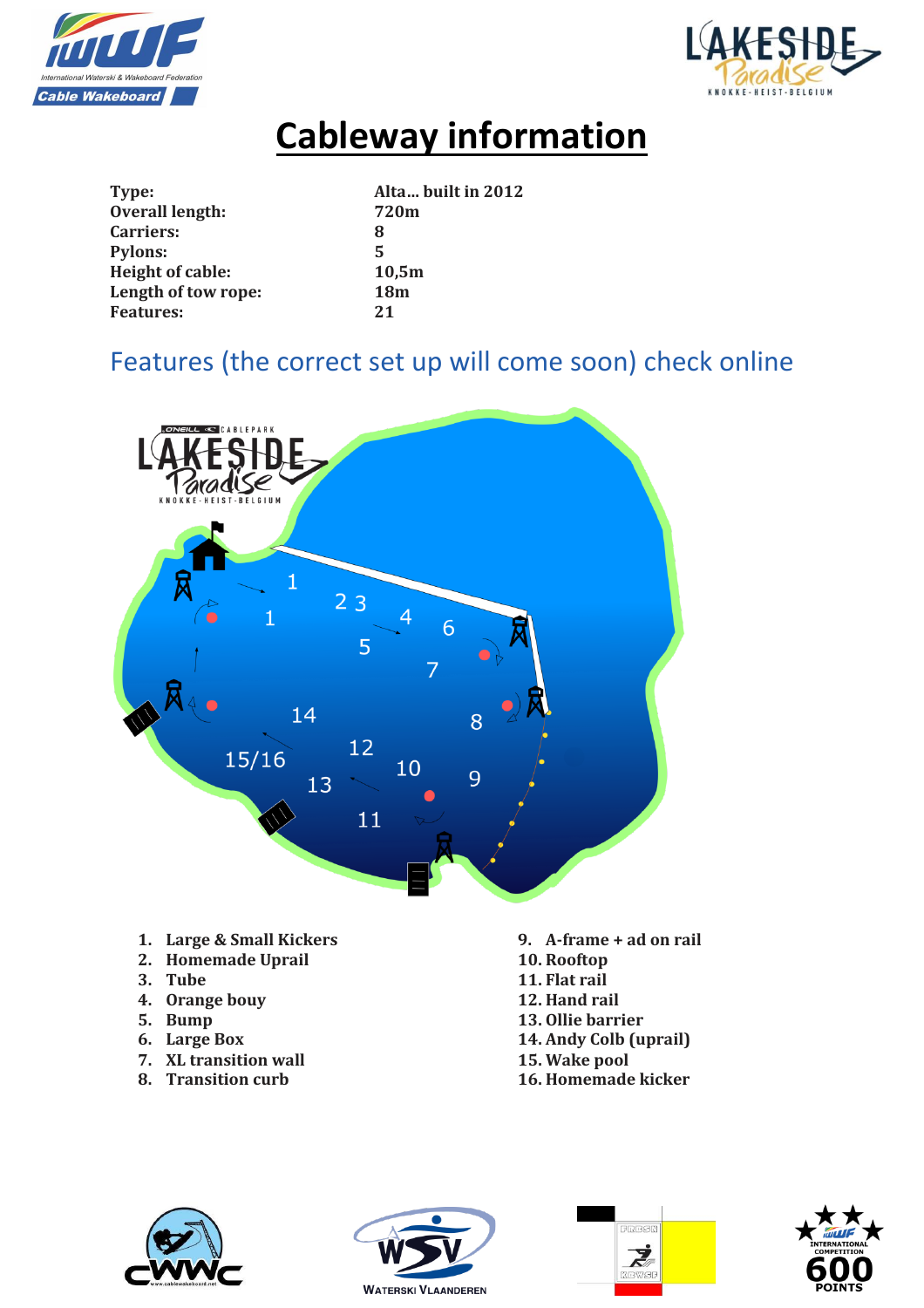# Cableway information

| | |
|---|---|
| **Type:** | **Alta... built in 2012** |
| **Overall length:** | **720m** |
| **Carriers:** | **8** |
| **Pylons:** | **5** |
| **Height of cable:** | **10,5m** |
| **Length of tow rope:** | **18m** |
| **Features:** | **21** |

## Features (the correct set up will come soon) check online

1. **Large & Small Kickers**
2. **Homemade Uprail**
3. **Tube**
4. **Orange bouy**
5. **Bump**
6. **Large Box**
7. **XL transition wall**
8. **Transition curb**
9. **A-frame + ad on rail**
10. **Rooftop**
11. **Flat rail**
12. **Hand rail**
13. **Ollie barrier**
14. **Andy Colb (uprail)**
15. **Wake pool**
16. **Homemade kicker**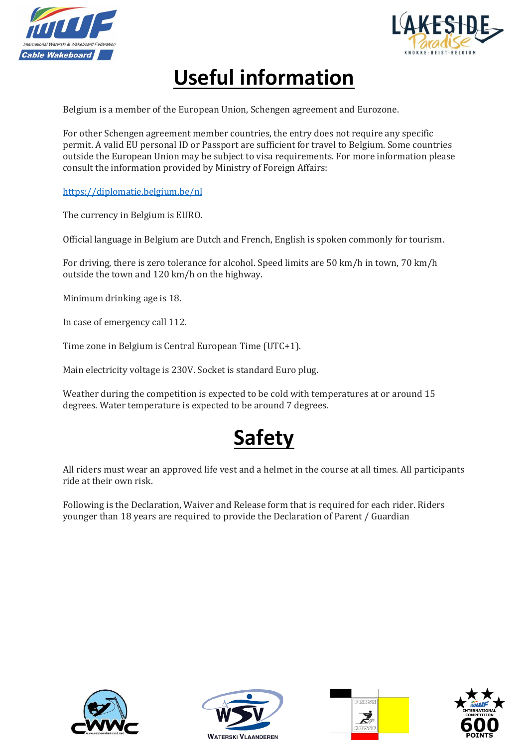# Useful information

Belgium is a member of the European Union, Schengen agreement and Eurozone.

For other Schengen agreement member countries, the entry does not require any specific permit. A valid EU personal ID or Passport are sufficient for travel to Belgium. Some countries outside the European Union may be subject to visa requirements. For more information please consult the information provided by Ministry of Foreign Affairs:

https://diplomatie.belgium.be/nl

The currency in Belgium is EURO.

Official language in Belgium are Dutch and French, English is spoken commonly for tourism.

For driving, there is zero tolerance for alcohol. Speed limits are 50 km/h in town, 70 km/h outside the town and 120 km/h on the highway.

Minimum drinking age is 18.

In case of emergency call 112.

Time zone in Belgium is Central European Time (UTC+1).

Main electricity voltage is 230V. Socket is standard Euro plug.

Weather during the competition is expected to be cold with temperatures at or around 15 degrees. Water temperature is expected to be around 7 degrees.

# Safety

All riders must wear an approved life vest and a helmet in the course at all times. All participants ride at their own risk.

Following is the Declaration, Waiver and Release form that is required for each rider. Riders younger than 18 years are required to provide the Declaration of Parent / Guardian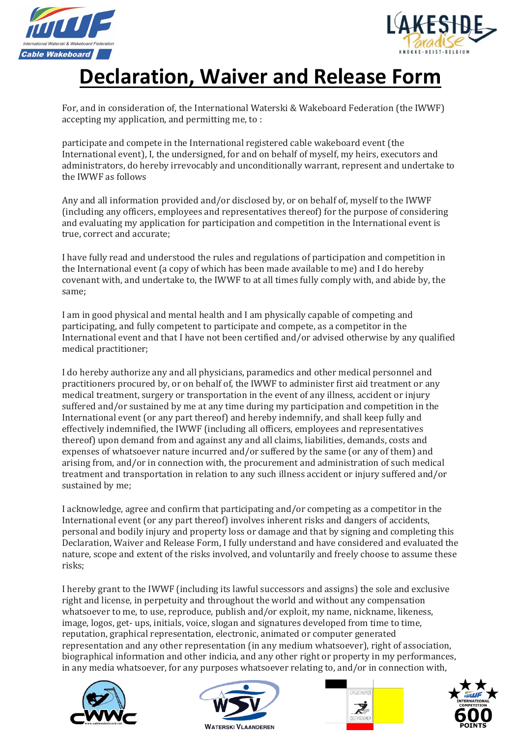# Declaration, Waiver and Release Form

For, and in consideration of, the International Waterski & Wakeboard Federation (the IWWF) accepting my application, and permitting me, to :

participate and compete in the International registered cable wakeboard event (the International event), I, the undersigned, for and on behalf of myself, my heirs, executors and administrators, do hereby irrevocably and unconditionally warrant, represent and undertake to the IWWF as follows

Any and all information provided and/or disclosed by, or on behalf of, myself to the IWWF (including any officers, employees and representatives thereof) for the purpose of considering and evaluating my application for participation and competition in the International event is true, correct and accurate;

I have fully read and understood the rules and regulations of participation and competition in the International event (a copy of which has been made available to me) and I do hereby covenant with, and undertake to, the IWWF to at all times fully comply with, and abide by, the same;

I am in good physical and mental health and I am physically capable of competing and participating, and fully competent to participate and compete, as a competitor in the International event and that I have not been certified and/or advised otherwise by any qualified medical practitioner;

I do hereby authorize any and all physicians, paramedics and other medical personnel and practitioners procured by, or on behalf of, the IWWF to administer first aid treatment or any medical treatment, surgery or transportation in the event of any illness, accident or injury suffered and/or sustained by me at any time during my participation and competition in the International event (or any part thereof) and hereby indemnify, and shall keep fully and effectively indemnified, the IWWF (including all officers, employees and representatives thereof) upon demand from and against any and all claims, liabilities, demands, costs and expenses of whatsoever nature incurred and/or suffered by the same (or any of them) and arising from, and/or in connection with, the procurement and administration of such medical treatment and transportation in relation to any such illness accident or injury suffered and/or sustained by me;

I acknowledge, agree and confirm that participating and/or competing as a competitor in the International event (or any part thereof) involves inherent risks and dangers of accidents, personal and bodily injury and property loss or damage and that by signing and completing this Declaration, Waiver and Release Form, I fully understand and have considered and evaluated the nature, scope and extent of the risks involved, and voluntarily and freely choose to assume these risks;

I hereby grant to the IWWF (including its lawful successors and assigns) the sole and exclusive right and license, in perpetuity and throughout the world and without any compensation whatsoever to me, to use, reproduce, publish and/or exploit, my name, nickname, likeness, image, logos, get- ups, initials, voice, slogan and signatures developed from time to time, reputation, graphical representation, electronic, animated or computer generated representation and any other representation (in any medium whatsoever), right of association, biographical information and other indicia, and any other right or property in my performances, in any media whatsoever, for any purposes whatsoever relating to, and/or in connection with,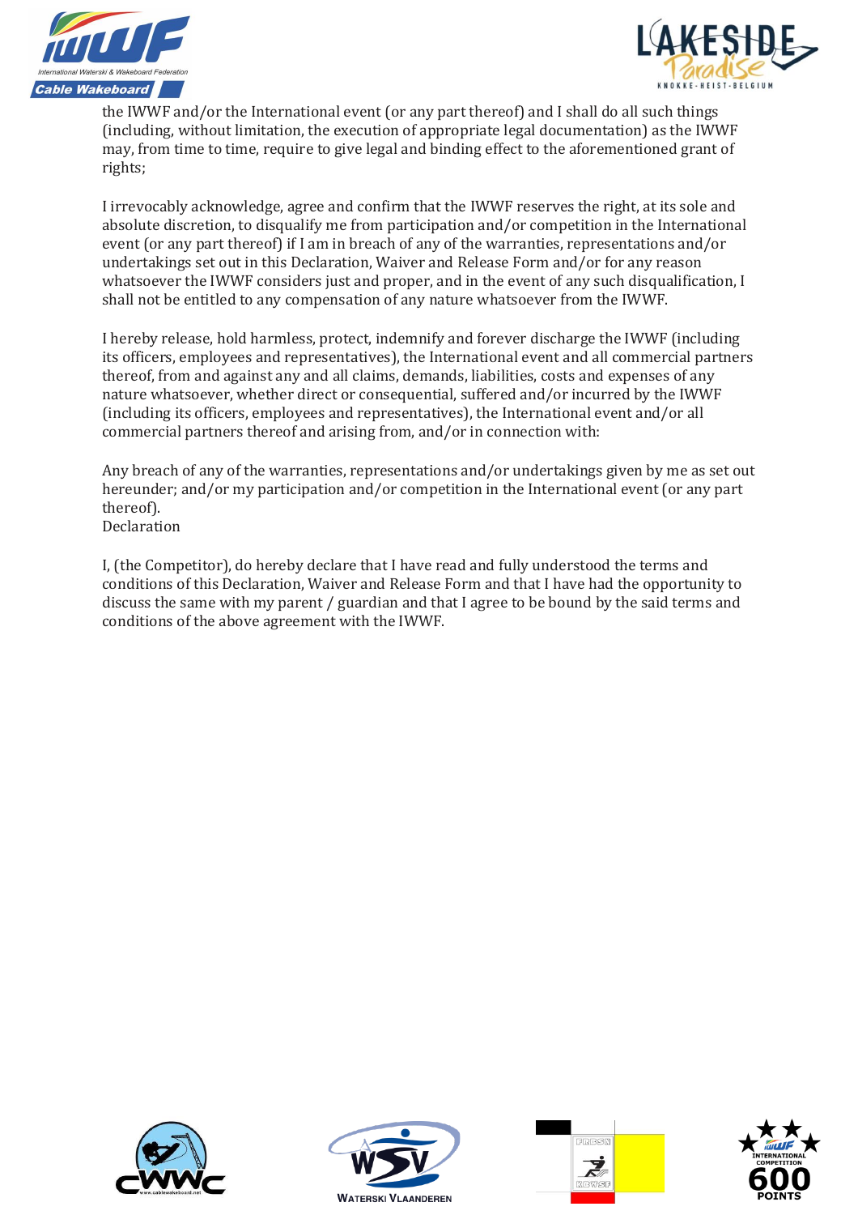the IWWF and/or the International event (or any part thereof) and I shall do all such things (including, without limitation, the execution of appropriate legal documentation) as the IWWF may, from time to time, require to give legal and binding effect to the aforementioned grant of rights;

I irrevocably acknowledge, agree and confirm that the IWWF reserves the right, at its sole and absolute discretion, to disqualify me from participation and/or competition in the International event (or any part thereof) if I am in breach of any of the warranties, representations and/or undertakings set out in this Declaration, Waiver and Release Form and/or for any reason whatsoever the IWWF considers just and proper, and in the event of any such disqualification, I shall not be entitled to any compensation of any nature whatsoever from the IWWF.

I hereby release, hold harmless, protect, indemnify and forever discharge the IWWF (including its officers, employees and representatives), the International event and all commercial partners thereof, from and against any and all claims, demands, liabilities, costs and expenses of any nature whatsoever, whether direct or consequential, suffered and/or incurred by the IWWF (including its officers, employees and representatives), the International event and/or all commercial partners thereof and arising from, and/or in connection with:

Any breach of any of the warranties, representations and/or undertakings given by me as set out hereunder; and/or my participation and/or competition in the International event (or any part thereof).

Declaration

I, (the Competitor), do hereby declare that I have read and fully understood the terms and conditions of this Declaration, Waiver and Release Form and that I have had the opportunity to discuss the same with my parent / guardian and that I agree to be bound by the said terms and conditions of the above agreement with the IWWF.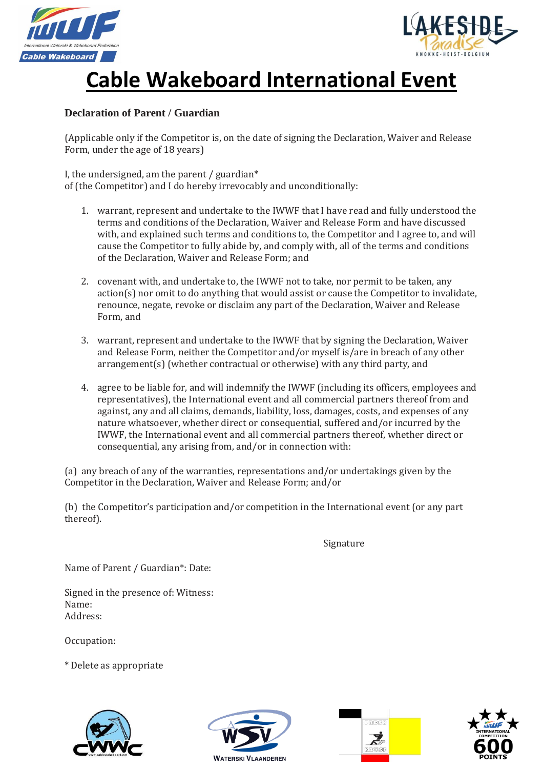# Cable Wakeboard International Event

**Declaration of Parent / Guardian**

(Applicable only if the Competitor is, on the date of signing the Declaration, Waiver and Release Form, under the age of 18 years)

I, the undersigned, am the parent / guardian*
of (the Competitor) and I do hereby irrevocably and unconditionally:

1. warrant, represent and undertake to the IWWF that I have read and fully understood the terms and conditions of the Declaration, Waiver and Release Form and have discussed with, and explained such terms and conditions to, the Competitor and I agree to, and will cause the Competitor to fully abide by, and comply with, all of the terms and conditions of the Declaration, Waiver and Release Form; and

2. covenant with, and undertake to, the IWWF not to take, nor permit to be taken, any action(s) nor omit to do anything that would assist or cause the Competitor to invalidate, renounce, negate, revoke or disclaim any part of the Declaration, Waiver and Release Form, and

3. warrant, represent and undertake to the IWWF that by signing the Declaration, Waiver and Release Form, neither the Competitor and/or myself is/are in breach of any other arrangement(s) (whether contractual or otherwise) with any third party, and

4. agree to be liable for, and will indemnify the IWWF (including its officers, employees and representatives), the International event and all commercial partners thereof from and against, any and all claims, demands, liability, loss, damages, costs, and expenses of any nature whatsoever, whether direct or consequential, suffered and/or incurred by the IWWF, the International event and all commercial partners thereof, whether direct or consequential, any arising from, and/or in connection with:

(a) any breach of any of the warranties, representations and/or undertakings given by the Competitor in the Declaration, Waiver and Release Form; and/or

(b) the Competitor's participation and/or competition in the International event (or any part thereof).

Signature

Name of Parent / Guardian*: Date:

Signed in the presence of: Witness:
Name:
Address:

Occupation:

\* Delete as appropriate